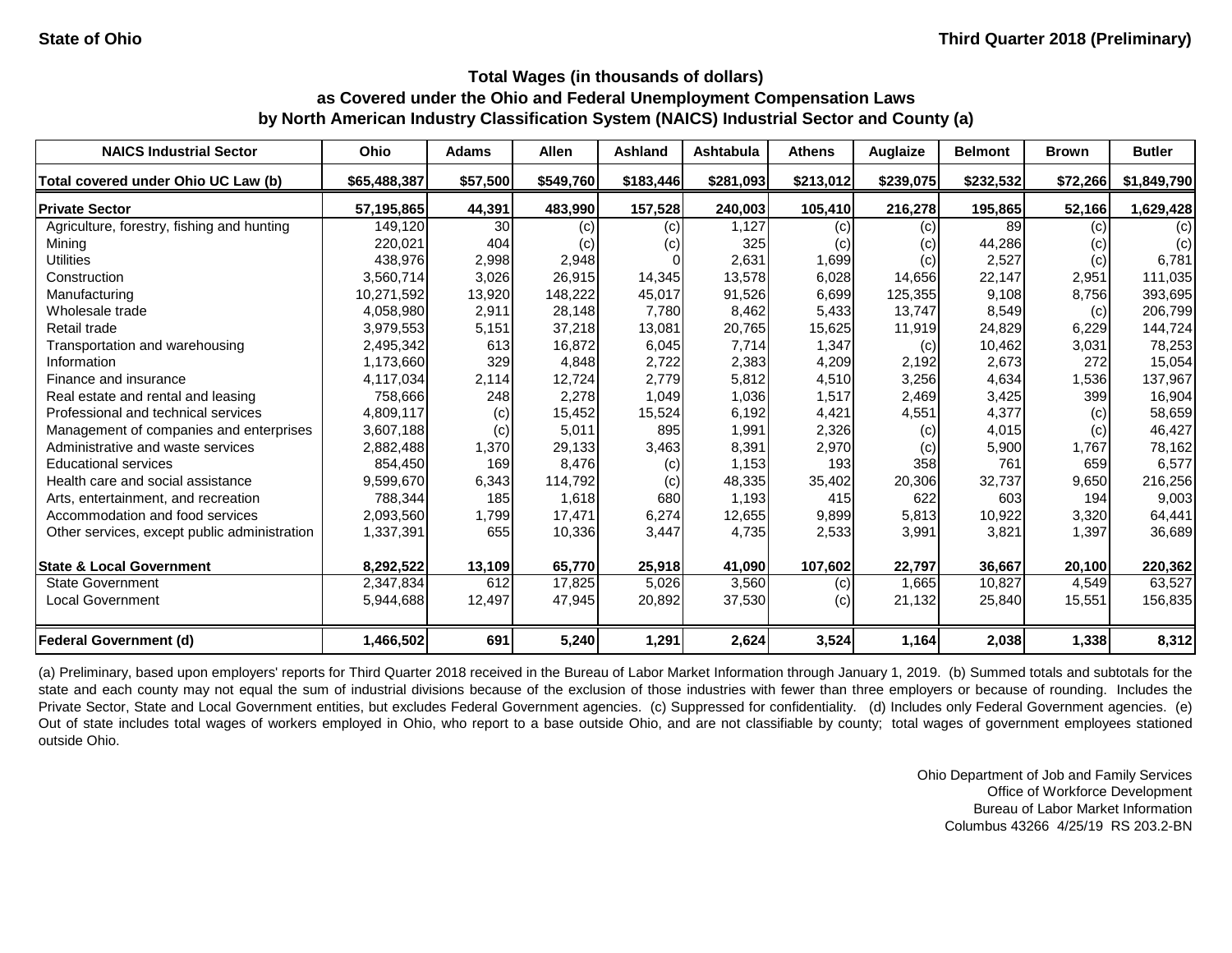State of Ohio

Third Quarter 2018 (Preliminary)

## Total Wages (in thousands of dollars) as Covered under the Ohio and Federal Unemployment Compensation Laws by North American Industry Classification System (NAICS) Industrial Sector and County (a)

| NAICS Industrial Sector | Ohio | Adams | Allen | Ashland | Ashtabula | Athens | Auglaize | Belmont | Brown | Butler |
|---|---|---|---|---|---|---|---|---|---|---|
| **Total covered under Ohio UC Law (b)** | **$65,488,387** | **$57,500** | **$549,760** | **$183,446** | **$281,093** | **$213,012** | **$239,075** | **$232,532** | **$72,266** | **$1,849,790** |
| **Private Sector** | **57,195,865** | **44,391** | **483,990** | **157,528** | **240,003** | **105,410** | **216,278** | **195,865** | **52,166** | **1,629,428** |
| Agriculture, forestry, fishing and hunting | 149,120 | 30 | (c) | (c) | 1,127 | (c) | (c) | 89 | (c) | (c) |
| Mining | 220,021 | 404 | (c) | (c) | 325 | (c) | (c) | 44,286 | (c) | (c) |
| Utilities | 438,976 | 2,998 | 2,948 | 0 | 2,631 | 1,699 | (c) | 2,527 | (c) | 6,781 |
| Construction | 3,560,714 | 3,026 | 26,915 | 14,345 | 13,578 | 6,028 | 14,656 | 22,147 | 2,951 | 111,035 |
| Manufacturing | 10,271,592 | 13,920 | 148,222 | 45,017 | 91,526 | 6,699 | 125,355 | 9,108 | 8,756 | 393,695 |
| Wholesale trade | 4,058,980 | 2,911 | 28,148 | 7,780 | 8,462 | 5,433 | 13,747 | 8,549 | (c) | 206,799 |
| Retail trade | 3,979,553 | 5,151 | 37,218 | 13,081 | 20,765 | 15,625 | 11,919 | 24,829 | 6,229 | 144,724 |
| Transportation and warehousing | 2,495,342 | 613 | 16,872 | 6,045 | 7,714 | 1,347 | (c) | 10,462 | 3,031 | 78,253 |
| Information | 1,173,660 | 329 | 4,848 | 2,722 | 2,383 | 4,209 | 2,192 | 2,673 | 272 | 15,054 |
| Finance and insurance | 4,117,034 | 2,114 | 12,724 | 2,779 | 5,812 | 4,510 | 3,256 | 4,634 | 1,536 | 137,967 |
| Real estate and rental and leasing | 758,666 | 248 | 2,278 | 1,049 | 1,036 | 1,517 | 2,469 | 3,425 | 399 | 16,904 |
| Professional and technical services | 4,809,117 | (c) | 15,452 | 15,524 | 6,192 | 4,421 | 4,551 | 4,377 | (c) | 58,659 |
| Management of companies and enterprises | 3,607,188 | (c) | 5,011 | 895 | 1,991 | 2,326 | (c) | 4,015 | (c) | 46,427 |
| Administrative and waste services | 2,882,488 | 1,370 | 29,133 | 3,463 | 8,391 | 2,970 | (c) | 5,900 | 1,767 | 78,162 |
| Educational services | 854,450 | 169 | 8,476 | (c) | 1,153 | 193 | 358 | 761 | 659 | 6,577 |
| Health care and social assistance | 9,599,670 | 6,343 | 114,792 | (c) | 48,335 | 35,402 | 20,306 | 32,737 | 9,650 | 216,256 |
| Arts, entertainment, and recreation | 788,344 | 185 | 1,618 | 680 | 1,193 | 415 | 622 | 603 | 194 | 9,003 |
| Accommodation and food services | 2,093,560 | 1,799 | 17,471 | 6,274 | 12,655 | 9,899 | 5,813 | 10,922 | 3,320 | 64,441 |
| Other services, except public administration | 1,337,391 | 655 | 10,336 | 3,447 | 4,735 | 2,533 | 3,991 | 3,821 | 1,397 | 36,689 |
| **State & Local Government** | **8,292,522** | **13,109** | **65,770** | **25,918** | **41,090** | **107,602** | **22,797** | **36,667** | **20,100** | **220,362** |
| State Government | 2,347,834 | 612 | 17,825 | 5,026 | 3,560 | (c) | 1,665 | 10,827 | 4,549 | 63,527 |
| Local Government | 5,944,688 | 12,497 | 47,945 | 20,892 | 37,530 | (c) | 21,132 | 25,840 | 15,551 | 156,835 |
| **Federal Government (d)** | **1,466,502** | **691** | **5,240** | **1,291** | **2,624** | **3,524** | **1,164** | **2,038** | **1,338** | **8,312** |

(a) Preliminary, based upon employers' reports for Third Quarter 2018 received in the Bureau of Labor Market Information through January 1, 2019. (b) Summed totals and subtotals for the state and each county may not equal the sum of industrial divisions because of the exclusion of those industries with fewer than three employers or because of rounding. Includes the Private Sector, State and Local Government entities, but excludes Federal Government agencies. (c) Suppressed for confidentiality. (d) Includes only Federal Government agencies. (e) Out of state includes total wages of workers employed in Ohio, who report to a base outside Ohio, and are not classifiable by county; total wages of government employees stationed outside Ohio.

Ohio Department of Job and Family Services
Office of Workforce Development
Bureau of Labor Market Information
Columbus 43266 4/25/19 RS 203.2-BN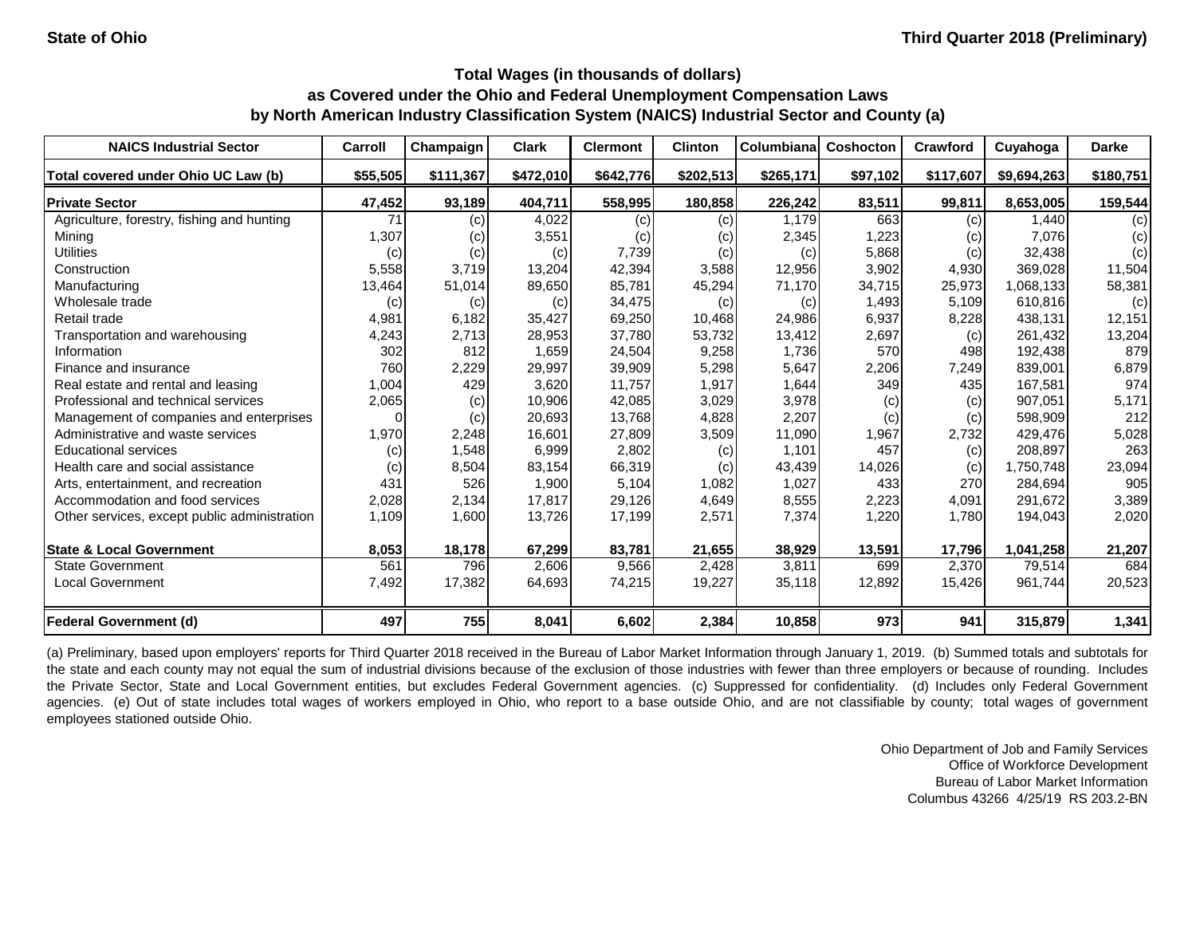State of Ohio

Third Quarter 2018 (Preliminary)

**Total Wages (in thousands of dollars)**
**as Covered under the Ohio and Federal Unemployment Compensation Laws**
**by North American Industry Classification System (NAICS) Industrial Sector and County (a)**

| NAICS Industrial Sector | Carroll | Champaign | Clark | Clermont | Clinton | Columbiana | Coshocton | Crawford | Cuyahoga | Darke |
|---|---|---|---|---|---|---|---|---|---|---|
| **Total covered under Ohio UC Law (b)** | **$55,505** | **$111,367** | **$472,010** | **$642,776** | **$202,513** | **$265,171** | **$97,102** | **$117,607** | **$9,694,263** | **$180,751** |
| **Private Sector** | **47,452** | **93,189** | **404,711** | **558,995** | **180,858** | **226,242** | **83,511** | **99,811** | **8,653,005** | **159,544** |
| Agriculture, forestry, fishing and hunting | 71 | (c) | 4,022 | (c) | (c) | 1,179 | 663 | (c) | 1,440 | (c) |
| Mining | 1,307 | (c) | 3,551 | (c) | (c) | 2,345 | 1,223 | (c) | 7,076 | (c) |
| Utilities | (c) | (c) | (c) | 7,739 | (c) | (c) | 5,868 | (c) | 32,438 | (c) |
| Construction | 5,558 | 3,719 | 13,204 | 42,394 | 3,588 | 12,956 | 3,902 | 4,930 | 369,028 | 11,504 |
| Manufacturing | 13,464 | 51,014 | 89,650 | 85,781 | 45,294 | 71,170 | 34,715 | 25,973 | 1,068,133 | 58,381 |
| Wholesale trade | (c) | (c) | (c) | 34,475 | (c) | (c) | 1,493 | 5,109 | 610,816 | (c) |
| Retail trade | 4,981 | 6,182 | 35,427 | 69,250 | 10,468 | 24,986 | 6,937 | 8,228 | 438,131 | 12,151 |
| Transportation and warehousing | 4,243 | 2,713 | 28,953 | 37,780 | 53,732 | 13,412 | 2,697 | (c) | 261,432 | 13,204 |
| Information | 302 | 812 | 1,659 | 24,504 | 9,258 | 1,736 | 570 | 498 | 192,438 | 879 |
| Finance and insurance | 760 | 2,229 | 29,997 | 39,909 | 5,298 | 5,647 | 2,206 | 7,249 | 839,001 | 6,879 |
| Real estate and rental and leasing | 1,004 | 429 | 3,620 | 11,757 | 1,917 | 1,644 | 349 | 435 | 167,581 | 974 |
| Professional and technical services | 2,065 | (c) | 10,906 | 42,085 | 3,029 | 3,978 | (c) | (c) | 907,051 | 5,171 |
| Management of companies and enterprises | 0 | (c) | 20,693 | 13,768 | 4,828 | 2,207 | (c) | (c) | 598,909 | 212 |
| Administrative and waste services | 1,970 | 2,248 | 16,601 | 27,809 | 3,509 | 11,090 | 1,967 | 2,732 | 429,476 | 5,028 |
| Educational services | (c) | 1,548 | 6,999 | 2,802 | (c) | 1,101 | 457 | (c) | 208,897 | 263 |
| Health care and social assistance | (c) | 8,504 | 83,154 | 66,319 | (c) | 43,439 | 14,026 | (c) | 1,750,748 | 23,094 |
| Arts, entertainment, and recreation | 431 | 526 | 1,900 | 5,104 | 1,082 | 1,027 | 433 | 270 | 284,694 | 905 |
| Accommodation and food services | 2,028 | 2,134 | 17,817 | 29,126 | 4,649 | 8,555 | 2,223 | 4,091 | 291,672 | 3,389 |
| Other services, except public administration | 1,109 | 1,600 | 13,726 | 17,199 | 2,571 | 7,374 | 1,220 | 1,780 | 194,043 | 2,020 |
| **State & Local Government** | **8,053** | **18,178** | **67,299** | **83,781** | **21,655** | **38,929** | **13,591** | **17,796** | **1,041,258** | **21,207** |
| State Government | 561 | 796 | 2,606 | 9,566 | 2,428 | 3,811 | 699 | 2,370 | 79,514 | 684 |
| Local Government | 7,492 | 17,382 | 64,693 | 74,215 | 19,227 | 35,118 | 12,892 | 15,426 | 961,744 | 20,523 |
| **Federal Government (d)** | **497** | **755** | **8,041** | **6,602** | **2,384** | **10,858** | **973** | **941** | **315,879** | **1,341** |

(a) Preliminary, based upon employers' reports for Third Quarter 2018 received in the Bureau of Labor Market Information through January 1, 2019. (b) Summed totals and subtotals for the state and each county may not equal the sum of industrial divisions because of the exclusion of those industries with fewer than three employers or because of rounding. Includes the Private Sector, State and Local Government entities, but excludes Federal Government agencies. (c) Suppressed for confidentiality. (d) Includes only Federal Government agencies. (e) Out of state includes total wages of workers employed in Ohio, who report to a base outside Ohio, and are not classifiable by county; total wages of government employees stationed outside Ohio.

Ohio Department of Job and Family Services
Office of Workforce Development
Bureau of Labor Market Information
Columbus 43266 4/25/19 RS 203.2-BN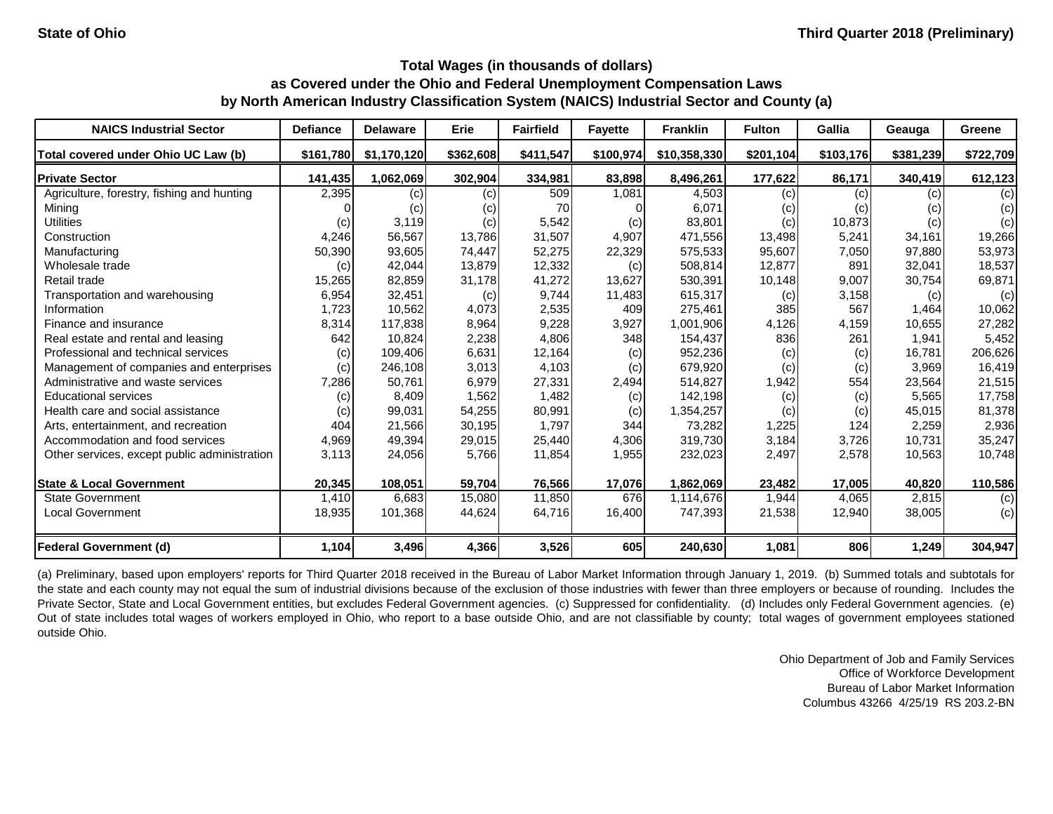**State of Ohio** **Third Quarter 2018 (Preliminary)**

## Total Wages (in thousands of dollars) as Covered under the Ohio and Federal Unemployment Compensation Laws by North American Industry Classification System (NAICS) Industrial Sector and County (a)

| NAICS Industrial Sector | Defiance | Delaware | Erie | Fairfield | Fayette | Franklin | Fulton | Gallia | Geauga | Greene |
|---|---|---|---|---|---|---|---|---|---|---|
| **Total covered under Ohio UC Law (b)** | **$161,780** | **$1,170,120** | **$362,608** | **$411,547** | **$100,974** | **$10,358,330** | **$201,104** | **$103,176** | **$381,239** | **$722,709** |
| **Private Sector** | **141,435** | **1,062,069** | **302,904** | **334,981** | **83,898** | **8,496,261** | **177,622** | **86,171** | **340,419** | **612,123** |
| Agriculture, forestry, fishing and hunting | 2,395 | (c) | (c) | 509 | 1,081 | 4,503 | (c) | (c) | (c) | (c) |
| Mining | 0 | (c) | (c) | 70 | 0 | 6,071 | (c) | (c) | (c) | (c) |
| Utilities | (c) | 3,119 | (c) | 5,542 | (c) | 83,801 | (c) | 10,873 | (c) | (c) |
| Construction | 4,246 | 56,567 | 13,786 | 31,507 | 4,907 | 471,556 | 13,498 | 5,241 | 34,161 | 19,266 |
| Manufacturing | 50,390 | 93,605 | 74,447 | 52,275 | 22,329 | 575,533 | 95,607 | 7,050 | 97,880 | 53,973 |
| Wholesale trade | (c) | 42,044 | 13,879 | 12,332 | (c) | 508,814 | 12,877 | 891 | 32,041 | 18,537 |
| Retail trade | 15,265 | 82,859 | 31,178 | 41,272 | 13,627 | 530,391 | 10,148 | 9,007 | 30,754 | 69,871 |
| Transportation and warehousing | 6,954 | 32,451 | (c) | 9,744 | 11,483 | 615,317 | (c) | 3,158 | (c) | (c) |
| Information | 1,723 | 10,562 | 4,073 | 2,535 | 409 | 275,461 | 385 | 567 | 1,464 | 10,062 |
| Finance and insurance | 8,314 | 117,838 | 8,964 | 9,228 | 3,927 | 1,001,906 | 4,126 | 4,159 | 10,655 | 27,282 |
| Real estate and rental and leasing | 642 | 10,824 | 2,238 | 4,806 | 348 | 154,437 | 836 | 261 | 1,941 | 5,452 |
| Professional and technical services | (c) | 109,406 | 6,631 | 12,164 | (c) | 952,236 | (c) | (c) | 16,781 | 206,626 |
| Management of companies and enterprises | (c) | 246,108 | 3,013 | 4,103 | (c) | 679,920 | (c) | (c) | 3,969 | 16,419 |
| Administrative and waste services | 7,286 | 50,761 | 6,979 | 27,331 | 2,494 | 514,827 | 1,942 | 554 | 23,564 | 21,515 |
| Educational services | (c) | 8,409 | 1,562 | 1,482 | (c) | 142,198 | (c) | (c) | 5,565 | 17,758 |
| Health care and social assistance | (c) | 99,031 | 54,255 | 80,991 | (c) | 1,354,257 | (c) | (c) | 45,015 | 81,378 |
| Arts, entertainment, and recreation | 404 | 21,566 | 30,195 | 1,797 | 344 | 73,282 | 1,225 | 124 | 2,259 | 2,936 |
| Accommodation and food services | 4,969 | 49,394 | 29,015 | 25,440 | 4,306 | 319,730 | 3,184 | 3,726 | 10,731 | 35,247 |
| Other services, except public administration | 3,113 | 24,056 | 5,766 | 11,854 | 1,955 | 232,023 | 2,497 | 2,578 | 10,563 | 10,748 |
| **State & Local Government** | **20,345** | **108,051** | **59,704** | **76,566** | **17,076** | **1,862,069** | **23,482** | **17,005** | **40,820** | **110,586** |
| State Government | 1,410 | 6,683 | 15,080 | 11,850 | 676 | 1,114,676 | 1,944 | 4,065 | 2,815 | (c) |
| Local Government | 18,935 | 101,368 | 44,624 | 64,716 | 16,400 | 747,393 | 21,538 | 12,940 | 38,005 | (c) |
| **Federal Government (d)** | **1,104** | **3,496** | **4,366** | **3,526** | **605** | **240,630** | **1,081** | **806** | **1,249** | **304,947** |

(a) Preliminary, based upon employers' reports for Third Quarter 2018 received in the Bureau of Labor Market Information through January 1, 2019. (b) Summed totals and subtotals for the state and each county may not equal the sum of industrial divisions because of the exclusion of those industries with fewer than three employers or because of rounding. Includes the Private Sector, State and Local Government entities, but excludes Federal Government agencies. (c) Suppressed for confidentiality. (d) Includes only Federal Government agencies. (e) Out of state includes total wages of workers employed in Ohio, who report to a base outside Ohio, and are not classifiable by county; total wages of government employees stationed outside Ohio.

Ohio Department of Job and Family Services
Office of Workforce Development
Bureau of Labor Market Information
Columbus 43266 4/25/19 RS 203.2-BN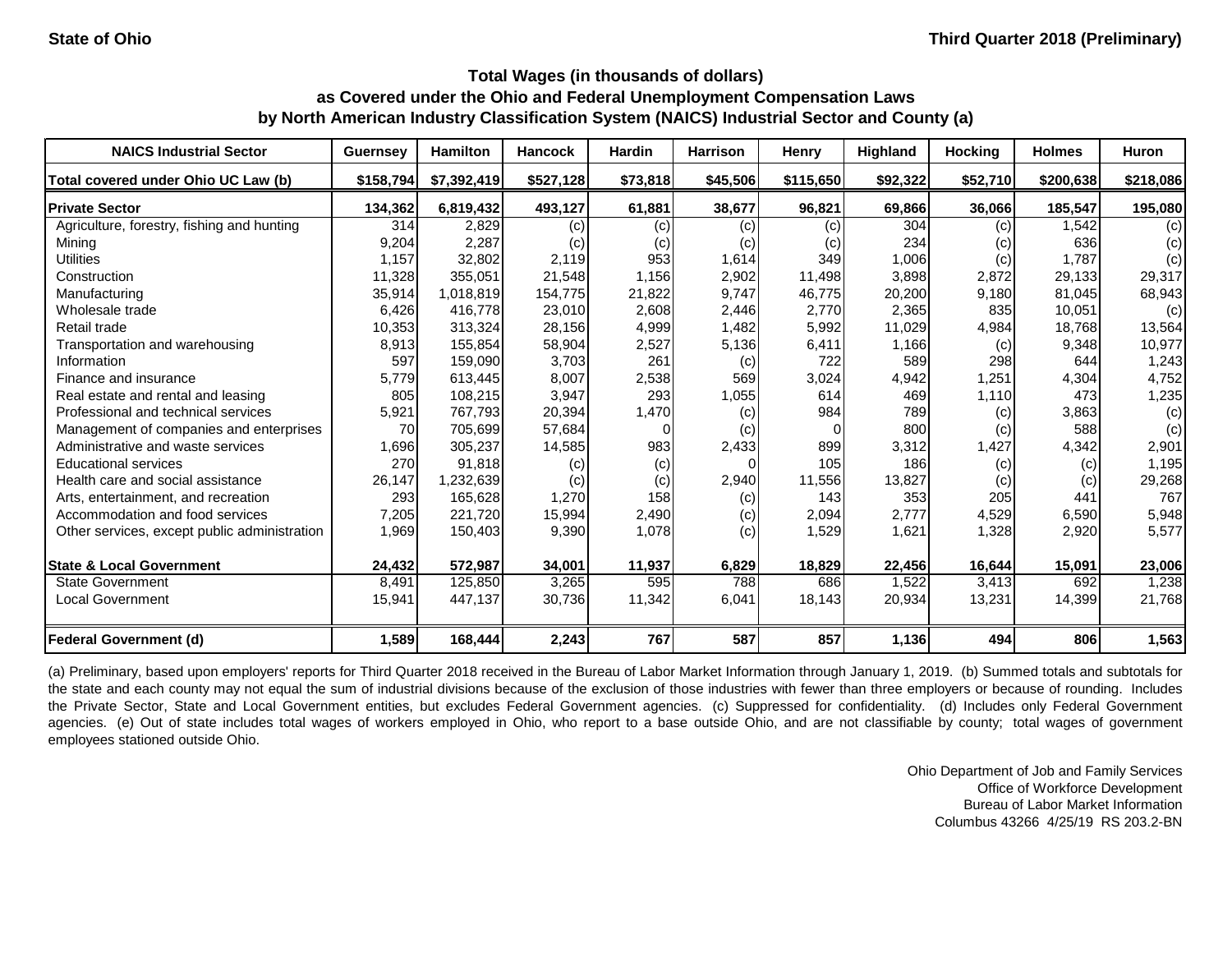State of Ohio | Third Quarter 2018 (Preliminary)

## Total Wages (in thousands of dollars)
## as Covered under the Ohio and Federal Unemployment Compensation Laws
## by North American Industry Classification System (NAICS) Industrial Sector and County (a)

| NAICS Industrial Sector | Guernsey | Hamilton | Hancock | Hardin | Harrison | Henry | Highland | Hocking | Holmes | Huron |
|---|---|---|---|---|---|---|---|---|---|---|
| Total covered under Ohio UC Law (b) | $158,794 | $7,392,419 | $527,128 | $73,818 | $45,506 | $115,650 | $92,322 | $52,710 | $200,638 | $218,086 |
| **Private Sector** | **134,362** | **6,819,432** | **493,127** | **61,881** | **38,677** | **96,821** | **69,866** | **36,066** | **185,547** | **195,080** |
| Agriculture, forestry, fishing and hunting | 314 | 2,829 | (c) | (c) | (c) | (c) | 304 | (c) | 1,542 | (c) |
| Mining | 9,204 | 2,287 | (c) | (c) | (c) | (c) | 234 | (c) | 636 | (c) |
| Utilities | 1,157 | 32,802 | 2,119 | 953 | 1,614 | 349 | 1,006 | (c) | 1,787 | (c) |
| Construction | 11,328 | 355,051 | 21,548 | 1,156 | 2,902 | 11,498 | 3,898 | 2,872 | 29,133 | 29,317 |
| Manufacturing | 35,914 | 1,018,819 | 154,775 | 21,822 | 9,747 | 46,775 | 20,200 | 9,180 | 81,045 | 68,943 |
| Wholesale trade | 6,426 | 416,778 | 23,010 | 2,608 | 2,446 | 2,770 | 2,365 | 835 | 10,051 | (c) |
| Retail trade | 10,353 | 313,324 | 28,156 | 4,999 | 1,482 | 5,992 | 11,029 | 4,984 | 18,768 | 13,564 |
| Transportation and warehousing | 8,913 | 155,854 | 58,904 | 2,527 | 5,136 | 6,411 | 1,166 | (c) | 9,348 | 10,977 |
| Information | 597 | 159,090 | 3,703 | 261 | (c) | 722 | 589 | 298 | 644 | 1,243 |
| Finance and insurance | 5,779 | 613,445 | 8,007 | 2,538 | 569 | 3,024 | 4,942 | 1,251 | 4,304 | 4,752 |
| Real estate and rental and leasing | 805 | 108,215 | 3,947 | 293 | 1,055 | 614 | 469 | 1,110 | 473 | 1,235 |
| Professional and technical services | 5,921 | 767,793 | 20,394 | 1,470 | (c) | 984 | 789 | (c) | 3,863 | (c) |
| Management of companies and enterprises | 70 | 705,699 | 57,684 | 0 | (c) | 0 | 800 | (c) | 588 | (c) |
| Administrative and waste services | 1,696 | 305,237 | 14,585 | 983 | 2,433 | 899 | 3,312 | 1,427 | 4,342 | 2,901 |
| Educational services | 270 | 91,818 | (c) | (c) | 0 | 105 | 186 | (c) | (c) | 1,195 |
| Health care and social assistance | 26,147 | 1,232,639 | (c) | (c) | 2,940 | 11,556 | 13,827 | (c) | (c) | 29,268 |
| Arts, entertainment, and recreation | 293 | 165,628 | 1,270 | 158 | (c) | 143 | 353 | 205 | 441 | 767 |
| Accommodation and food services | 7,205 | 221,720 | 15,994 | 2,490 | (c) | 2,094 | 2,777 | 4,529 | 6,590 | 5,948 |
| Other services, except public administration | 1,969 | 150,403 | 9,390 | 1,078 | (c) | 1,529 | 1,621 | 1,328 | 2,920 | 5,577 |
| **State & Local Government** | **24,432** | **572,987** | **34,001** | **11,937** | **6,829** | **18,829** | **22,456** | **16,644** | **15,091** | **23,006** |
| State Government | 8,491 | 125,850 | 3,265 | 595 | 788 | 686 | 1,522 | 3,413 | 692 | 1,238 |
| Local Government | 15,941 | 447,137 | 30,736 | 11,342 | 6,041 | 18,143 | 20,934 | 13,231 | 14,399 | 21,768 |
| **Federal Government (d)** | **1,589** | **168,444** | **2,243** | **767** | **587** | **857** | **1,136** | **494** | **806** | **1,563** |

(a) Preliminary, based upon employers' reports for Third Quarter 2018 received in the Bureau of Labor Market Information through January 1, 2019. (b) Summed totals and subtotals for the state and each county may not equal the sum of industrial divisions because of the exclusion of those industries with fewer than three employers or because of rounding. Includes the Private Sector, State and Local Government entities, but excludes Federal Government agencies. (c) Suppressed for confidentiality. (d) Includes only Federal Government agencies. (e) Out of state includes total wages of workers employed in Ohio, who report to a base outside Ohio, and are not classifiable by county; total wages of government employees stationed outside Ohio.

Ohio Department of Job and Family Services
Office of Workforce Development
Bureau of Labor Market Information
Columbus 43266 4/25/19 RS 203.2-BN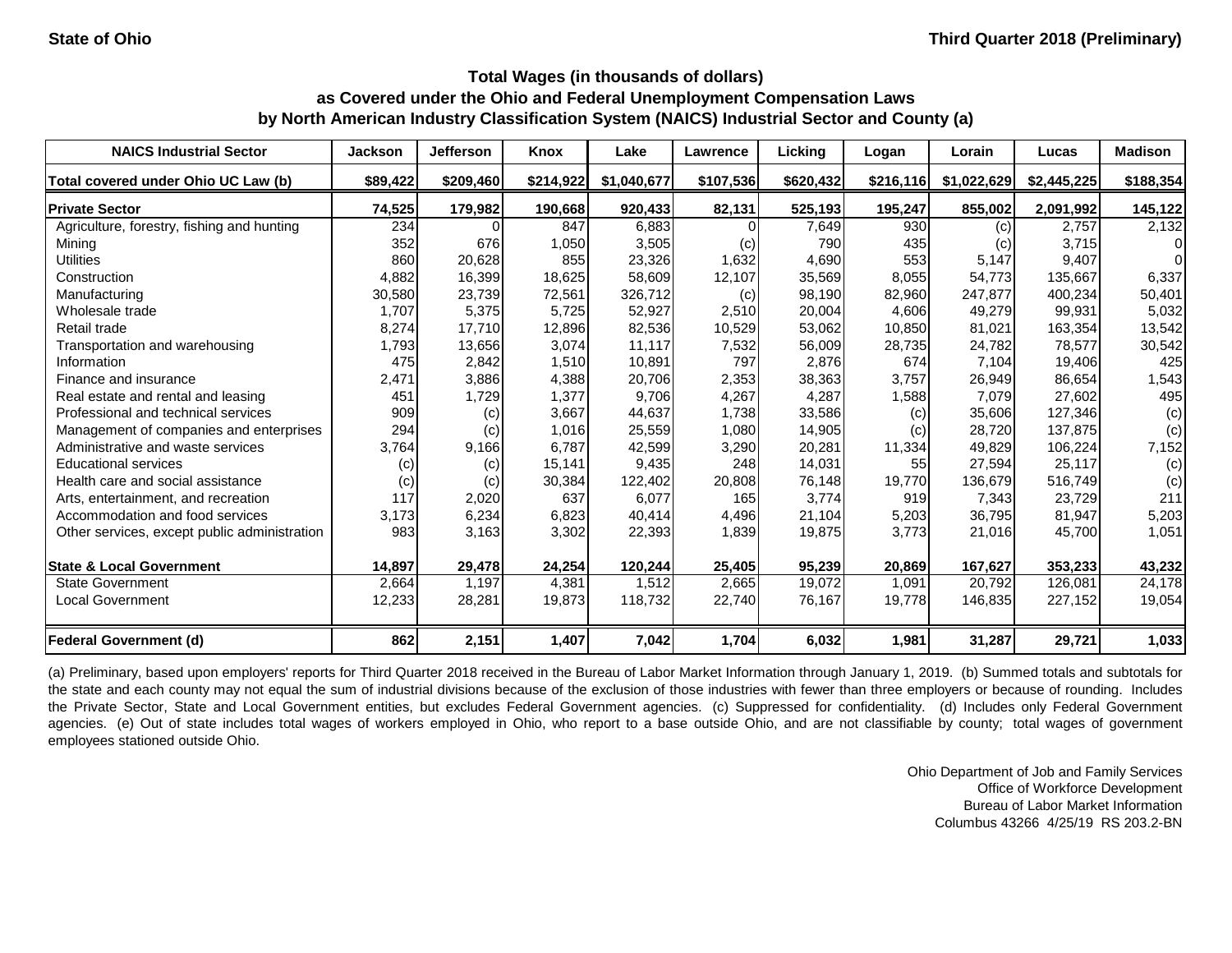State of Ohio — Third Quarter 2018 (Preliminary)

## Total Wages (in thousands of dollars) as Covered under the Ohio and Federal Unemployment Compensation Laws by North American Industry Classification System (NAICS) Industrial Sector and County (a)

| NAICS Industrial Sector | Jackson | Jefferson | Knox | Lake | Lawrence | Licking | Logan | Lorain | Lucas | Madison |
|---|---|---|---|---|---|---|---|---|---|---|
| Total covered under Ohio UC Law (b) | $89,422 | $209,460 | $214,922 | $1,040,677 | $107,536 | $620,432 | $216,116 | $1,022,629 | $2,445,225 | $188,354 |
| **Private Sector** | **74,525** | **179,982** | **190,668** | **920,433** | **82,131** | **525,193** | **195,247** | **855,002** | **2,091,992** | **145,122** |
| Agriculture, forestry, fishing and hunting | 234 | 0 | 847 | 6,883 | 0 | 7,649 | 930 | (c) | 2,757 | 2,132 |
| Mining | 352 | 676 | 1,050 | 3,505 | (c) | 790 | 435 | (c) | 3,715 | 0 |
| Utilities | 860 | 20,628 | 855 | 23,326 | 1,632 | 4,690 | 553 | 5,147 | 9,407 | 0 |
| Construction | 4,882 | 16,399 | 18,625 | 58,609 | 12,107 | 35,569 | 8,055 | 54,773 | 135,667 | 6,337 |
| Manufacturing | 30,580 | 23,739 | 72,561 | 326,712 | (c) | 98,190 | 82,960 | 247,877 | 400,234 | 50,401 |
| Wholesale trade | 1,707 | 5,375 | 5,725 | 52,927 | 2,510 | 20,004 | 4,606 | 49,279 | 99,931 | 5,032 |
| Retail trade | 8,274 | 17,710 | 12,896 | 82,536 | 10,529 | 53,062 | 10,850 | 81,021 | 163,354 | 13,542 |
| Transportation and warehousing | 1,793 | 13,656 | 3,074 | 11,117 | 7,532 | 56,009 | 28,735 | 24,782 | 78,577 | 30,542 |
| Information | 475 | 2,842 | 1,510 | 10,891 | 797 | 2,876 | 674 | 7,104 | 19,406 | 425 |
| Finance and insurance | 2,471 | 3,886 | 4,388 | 20,706 | 2,353 | 38,363 | 3,757 | 26,949 | 86,654 | 1,543 |
| Real estate and rental and leasing | 451 | 1,729 | 1,377 | 9,706 | 4,267 | 4,287 | 1,588 | 7,079 | 27,602 | 495 |
| Professional and technical services | 909 | (c) | 3,667 | 44,637 | 1,738 | 33,586 | (c) | 35,606 | 127,346 | (c) |
| Management of companies and enterprises | 294 | (c) | 1,016 | 25,559 | 1,080 | 14,905 | (c) | 28,720 | 137,875 | (c) |
| Administrative and waste services | 3,764 | 9,166 | 6,787 | 42,599 | 3,290 | 20,281 | 11,334 | 49,829 | 106,224 | 7,152 |
| Educational services | (c) | (c) | 15,141 | 9,435 | 248 | 14,031 | 55 | 27,594 | 25,117 | (c) |
| Health care and social assistance | (c) | (c) | 30,384 | 122,402 | 20,808 | 76,148 | 19,770 | 136,679 | 516,749 | (c) |
| Arts, entertainment, and recreation | 117 | 2,020 | 637 | 6,077 | 165 | 3,774 | 919 | 7,343 | 23,729 | 211 |
| Accommodation and food services | 3,173 | 6,234 | 6,823 | 40,414 | 4,496 | 21,104 | 5,203 | 36,795 | 81,947 | 5,203 |
| Other services, except public administration | 983 | 3,163 | 3,302 | 22,393 | 1,839 | 19,875 | 3,773 | 21,016 | 45,700 | 1,051 |
| **State & Local Government** | **14,897** | **29,478** | **24,254** | **120,244** | **25,405** | **95,239** | **20,869** | **167,627** | **353,233** | **43,232** |
| State Government | 2,664 | 1,197 | 4,381 | 1,512 | 2,665 | 19,072 | 1,091 | 20,792 | 126,081 | 24,178 |
| Local Government | 12,233 | 28,281 | 19,873 | 118,732 | 22,740 | 76,167 | 19,778 | 146,835 | 227,152 | 19,054 |
| **Federal Government (d)** | **862** | **2,151** | **1,407** | **7,042** | **1,704** | **6,032** | **1,981** | **31,287** | **29,721** | **1,033** |

(a) Preliminary, based upon employers' reports for Third Quarter 2018 received in the Bureau of Labor Market Information through January 1, 2019. (b) Summed totals and subtotals for the state and each county may not equal the sum of industrial divisions because of the exclusion of those industries with fewer than three employers or because of rounding. Includes the Private Sector, State and Local Government entities, but excludes Federal Government agencies. (c) Suppressed for confidentiality. (d) Includes only Federal Government agencies. (e) Out of state includes total wages of workers employed in Ohio, who report to a base outside Ohio, and are not classifiable by county; total wages of government employees stationed outside Ohio.

Ohio Department of Job and Family Services
Office of Workforce Development
Bureau of Labor Market Information
Columbus 43266 4/25/19 RS 203.2-BN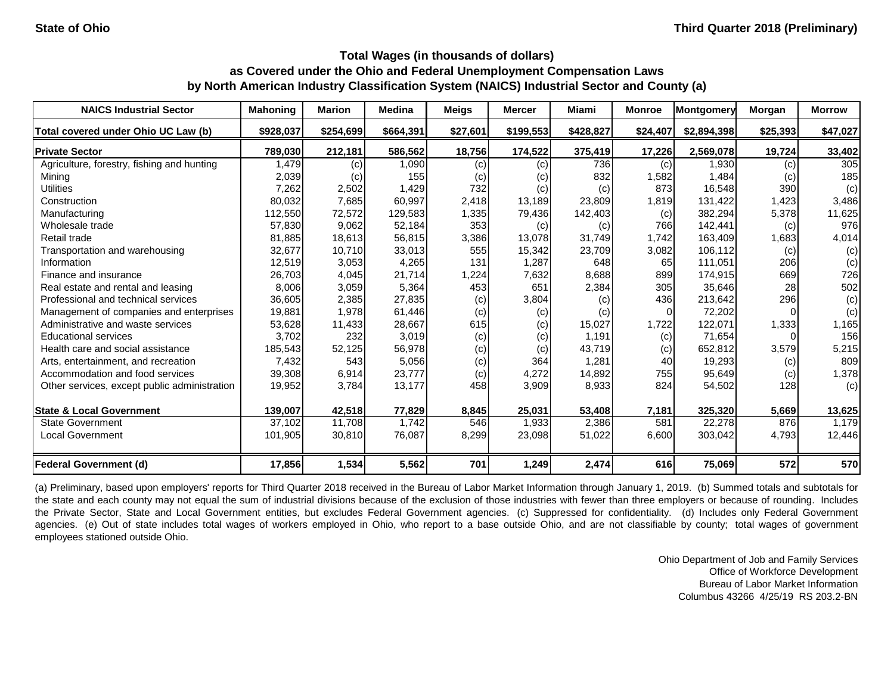State of Ohio

Third Quarter 2018 (Preliminary)

### Total Wages (in thousands of dollars) as Covered under the Ohio and Federal Unemployment Compensation Laws by North American Industry Classification System (NAICS) Industrial Sector and County (a)

| NAICS Industrial Sector | Mahoning | Marion | Medina | Meigs | Mercer | Miami | Monroe | Montgomery | Morgan | Morrow |
|---|---|---|---|---|---|---|---|---|---|---|
| Total covered under Ohio UC Law (b) | $928,037 | $254,699 | $664,391 | $27,601 | $199,553 | $428,827 | $24,407 | $2,894,398 | $25,393 | $47,027 |
| **Private Sector** | **789,030** | **212,181** | **586,562** | **18,756** | **174,522** | **375,419** | **17,226** | **2,569,078** | **19,724** | **33,402** |
| Agriculture, forestry, fishing and hunting | 1,479 | (c) | 1,090 | (c) | (c) | 736 | (c) | 1,930 | (c) | 305 |
| Mining | 2,039 | (c) | 155 | (c) | (c) | 832 | 1,582 | 1,484 | (c) | 185 |
| Utilities | 7,262 | 2,502 | 1,429 | 732 | (c) | (c) | 873 | 16,548 | 390 | (c) |
| Construction | 80,032 | 7,685 | 60,997 | 2,418 | 13,189 | 23,809 | 1,819 | 131,422 | 1,423 | 3,486 |
| Manufacturing | 112,550 | 72,572 | 129,583 | 1,335 | 79,436 | 142,403 | (c) | 382,294 | 5,378 | 11,625 |
| Wholesale trade | 57,830 | 9,062 | 52,184 | 353 | (c) | (c) | 766 | 142,441 | (c) | 976 |
| Retail trade | 81,885 | 18,613 | 56,815 | 3,386 | 13,078 | 31,749 | 1,742 | 163,409 | 1,683 | 4,014 |
| Transportation and warehousing | 32,677 | 10,710 | 33,013 | 555 | 15,342 | 23,709 | 3,082 | 106,112 | (c) | (c) |
| Information | 12,519 | 3,053 | 4,265 | 131 | 1,287 | 648 | 65 | 111,051 | 206 | (c) |
| Finance and insurance | 26,703 | 4,045 | 21,714 | 1,224 | 7,632 | 8,688 | 899 | 174,915 | 669 | 726 |
| Real estate and rental and leasing | 8,006 | 3,059 | 5,364 | 453 | 651 | 2,384 | 305 | 35,646 | 28 | 502 |
| Professional and technical services | 36,605 | 2,385 | 27,835 | (c) | 3,804 | (c) | 436 | 213,642 | 296 | (c) |
| Management of companies and enterprises | 19,881 | 1,978 | 61,446 | (c) | (c) | (c) | 0 | 72,202 | 0 | (c) |
| Administrative and waste services | 53,628 | 11,433 | 28,667 | 615 | (c) | 15,027 | 1,722 | 122,071 | 1,333 | 1,165 |
| Educational services | 3,702 | 232 | 3,019 | (c) | (c) | 1,191 | (c) | 71,654 | 0 | 156 |
| Health care and social assistance | 185,543 | 52,125 | 56,978 | (c) | (c) | 43,719 | (c) | 652,812 | 3,579 | 5,215 |
| Arts, entertainment, and recreation | 7,432 | 543 | 5,056 | (c) | 364 | 1,281 | 40 | 19,293 | (c) | 809 |
| Accommodation and food services | 39,308 | 6,914 | 23,777 | (c) | 4,272 | 14,892 | 755 | 95,649 | (c) | 1,378 |
| Other services, except public administration | 19,952 | 3,784 | 13,177 | 458 | 3,909 | 8,933 | 824 | 54,502 | 128 | (c) |
| **State & Local Government** | **139,007** | **42,518** | **77,829** | **8,845** | **25,031** | **53,408** | **7,181** | **325,320** | **5,669** | **13,625** |
| State Government | 37,102 | 11,708 | 1,742 | 546 | 1,933 | 2,386 | 581 | 22,278 | 876 | 1,179 |
| Local Government | 101,905 | 30,810 | 76,087 | 8,299 | 23,098 | 51,022 | 6,600 | 303,042 | 4,793 | 12,446 |
| **Federal Government (d)** | **17,856** | **1,534** | **5,562** | **701** | **1,249** | **2,474** | **616** | **75,069** | **572** | **570** |

(a) Preliminary, based upon employers' reports for Third Quarter 2018 received in the Bureau of Labor Market Information through January 1, 2019. (b) Summed totals and subtotals for the state and each county may not equal the sum of industrial divisions because of the exclusion of those industries with fewer than three employers or because of rounding. Includes the Private Sector, State and Local Government entities, but excludes Federal Government agencies. (c) Suppressed for confidentiality. (d) Includes only Federal Government agencies. (e) Out of state includes total wages of workers employed in Ohio, who report to a base outside Ohio, and are not classifiable by county; total wages of government employees stationed outside Ohio.

Ohio Department of Job and Family Services
Office of Workforce Development
Bureau of Labor Market Information
Columbus 43266 4/25/19 RS 203.2-BN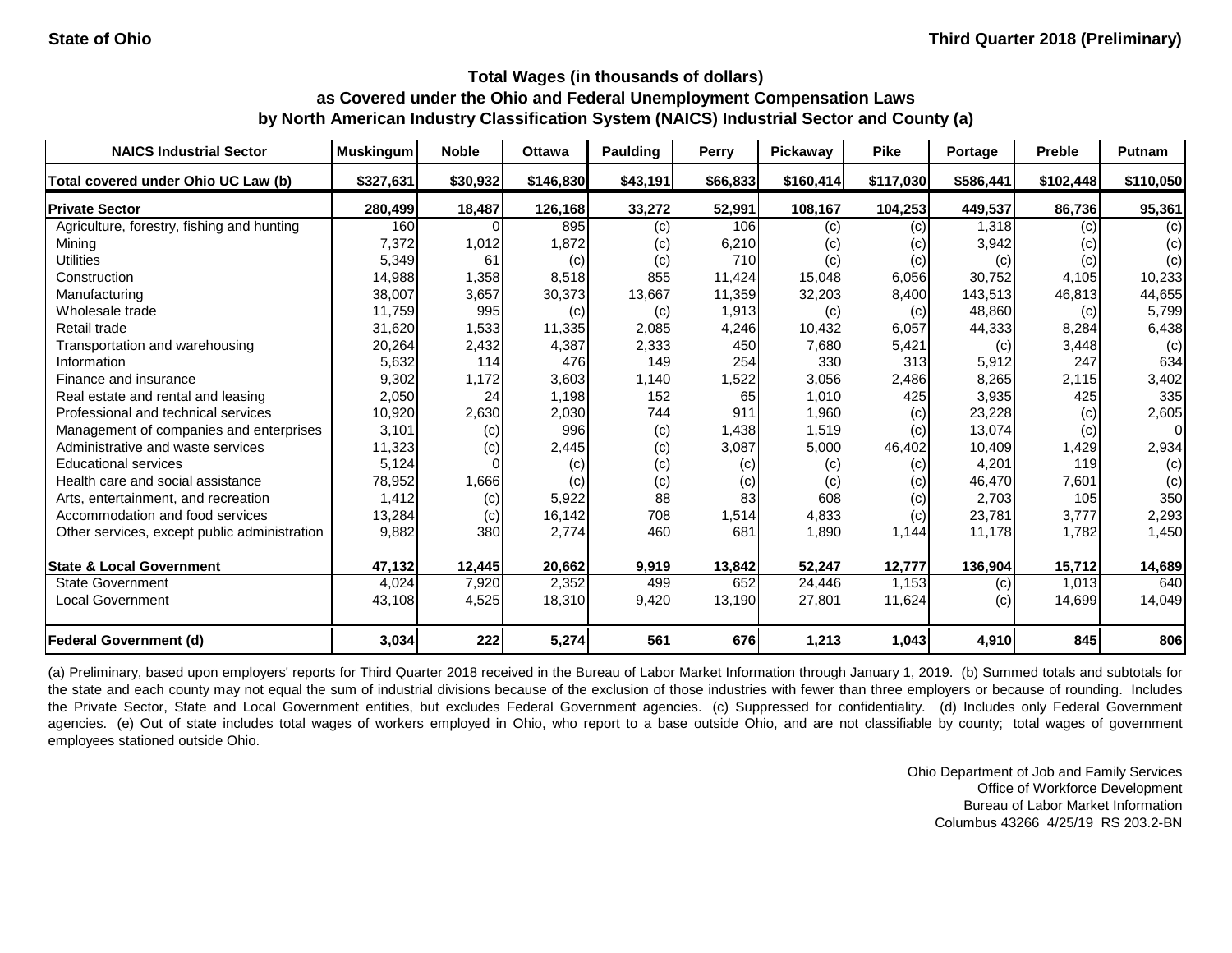State of Ohio — Third Quarter 2018 (Preliminary)

### Total Wages (in thousands of dollars) as Covered under the Ohio and Federal Unemployment Compensation Laws by North American Industry Classification System (NAICS) Industrial Sector and County (a)

| NAICS Industrial Sector | Muskingum | Noble | Ottawa | Paulding | Perry | Pickaway | Pike | Portage | Preble | Putnam |
|---|---|---|---|---|---|---|---|---|---|---|
| **Total covered under Ohio UC Law (b)** | **$327,631** | **$30,932** | **$146,830** | **$43,191** | **$66,833** | **$160,414** | **$117,030** | **$586,441** | **$102,448** | **$110,050** |
| **Private Sector** | **280,499** | **18,487** | **126,168** | **33,272** | **52,991** | **108,167** | **104,253** | **449,537** | **86,736** | **95,361** |
| Agriculture, forestry, fishing and hunting | 160 | 0 | 895 | (c) | 106 | (c) | (c) | 1,318 | (c) | (c) |
| Mining | 7,372 | 1,012 | 1,872 | (c) | 6,210 | (c) | (c) | 3,942 | (c) | (c) |
| Utilities | 5,349 | 61 | (c) | (c) | 710 | (c) | (c) | (c) | (c) | (c) |
| Construction | 14,988 | 1,358 | 8,518 | 855 | 11,424 | 15,048 | 6,056 | 30,752 | 4,105 | 10,233 |
| Manufacturing | 38,007 | 3,657 | 30,373 | 13,667 | 11,359 | 32,203 | 8,400 | 143,513 | 46,813 | 44,655 |
| Wholesale trade | 11,759 | 995 | (c) | (c) | 1,913 | (c) | (c) | 48,860 | (c) | 5,799 |
| Retail trade | 31,620 | 1,533 | 11,335 | 2,085 | 4,246 | 10,432 | 6,057 | 44,333 | 8,284 | 6,438 |
| Transportation and warehousing | 20,264 | 2,432 | 4,387 | 2,333 | 450 | 7,680 | 5,421 | (c) | 3,448 | (c) |
| Information | 5,632 | 114 | 476 | 149 | 254 | 330 | 313 | 5,912 | 247 | 634 |
| Finance and insurance | 9,302 | 1,172 | 3,603 | 1,140 | 1,522 | 3,056 | 2,486 | 8,265 | 2,115 | 3,402 |
| Real estate and rental and leasing | 2,050 | 24 | 1,198 | 152 | 65 | 1,010 | 425 | 3,935 | 425 | 335 |
| Professional and technical services | 10,920 | 2,630 | 2,030 | 744 | 911 | 1,960 | (c) | 23,228 | (c) | 2,605 |
| Management of companies and enterprises | 3,101 | (c) | 996 | (c) | 1,438 | 1,519 | (c) | 13,074 | (c) | 0 |
| Administrative and waste services | 11,323 | (c) | 2,445 | (c) | 3,087 | 5,000 | 46,402 | 10,409 | 1,429 | 2,934 |
| Educational services | 5,124 | 0 | (c) | (c) | (c) | (c) | (c) | 4,201 | 119 | (c) |
| Health care and social assistance | 78,952 | 1,666 | (c) | (c) | (c) | (c) | (c) | 46,470 | 7,601 | (c) |
| Arts, entertainment, and recreation | 1,412 | (c) | 5,922 | 88 | 83 | 608 | (c) | 2,703 | 105 | 350 |
| Accommodation and food services | 13,284 | (c) | 16,142 | 708 | 1,514 | 4,833 | (c) | 23,781 | 3,777 | 2,293 |
| Other services, except public administration | 9,882 | 380 | 2,774 | 460 | 681 | 1,890 | 1,144 | 11,178 | 1,782 | 1,450 |
| **State & Local Government** | **47,132** | **12,445** | **20,662** | **9,919** | **13,842** | **52,247** | **12,777** | **136,904** | **15,712** | **14,689** |
| State Government | 4,024 | 7,920 | 2,352 | 499 | 652 | 24,446 | 1,153 | (c) | 1,013 | 640 |
| Local Government | 43,108 | 4,525 | 18,310 | 9,420 | 13,190 | 27,801 | 11,624 | (c) | 14,699 | 14,049 |
| **Federal Government (d)** | **3,034** | **222** | **5,274** | **561** | **676** | **1,213** | **1,043** | **4,910** | **845** | **806** |

(a) Preliminary, based upon employers' reports for Third Quarter 2018 received in the Bureau of Labor Market Information through January 1, 2019. (b) Summed totals and subtotals for the state and each county may not equal the sum of industrial divisions because of the exclusion of those industries with fewer than three employers or because of rounding. Includes the Private Sector, State and Local Government entities, but excludes Federal Government agencies. (c) Suppressed for confidentiality. (d) Includes only Federal Government agencies. (e) Out of state includes total wages of workers employed in Ohio, who report to a base outside Ohio, and are not classifiable by county; total wages of government employees stationed outside Ohio.

Ohio Department of Job and Family Services
Office of Workforce Development
Bureau of Labor Market Information
Columbus 43266 4/25/19 RS 203.2-BN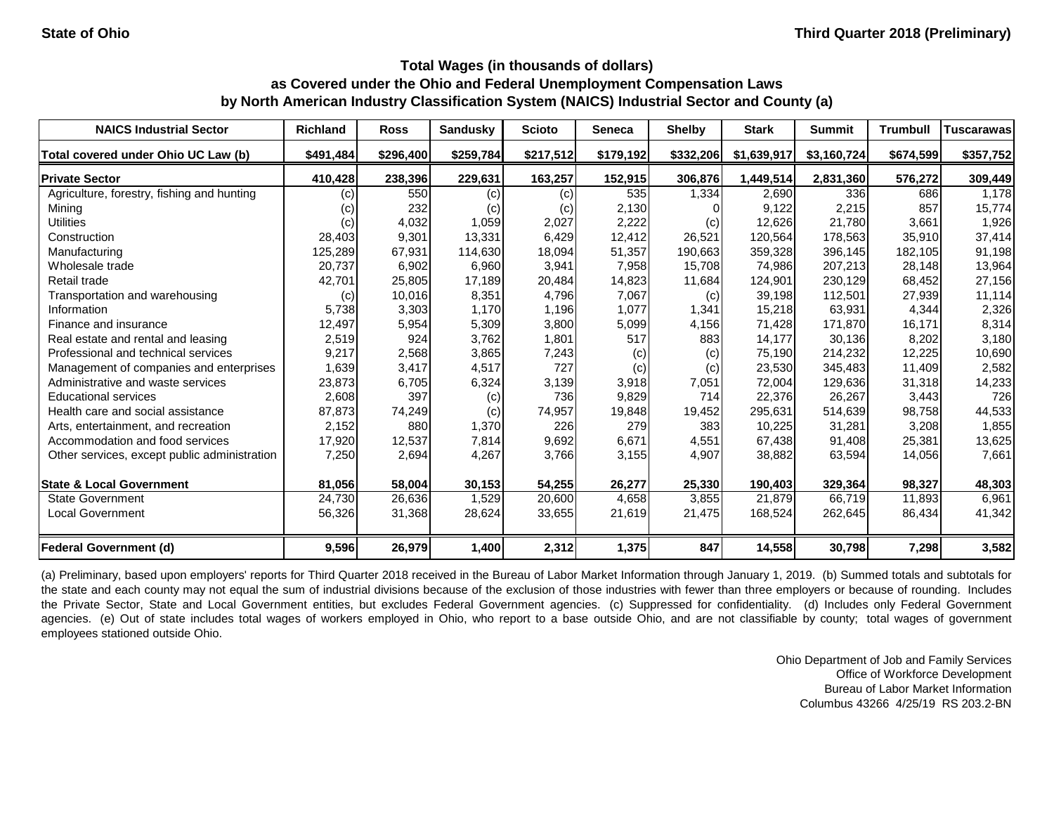State of Ohio — Third Quarter 2018 (Preliminary)

### Total Wages (in thousands of dollars)
### as Covered under the Ohio and Federal Unemployment Compensation Laws
### by North American Industry Classification System (NAICS) Industrial Sector and County (a)

| NAICS Industrial Sector | Richland | Ross | Sandusky | Scioto | Seneca | Shelby | Stark | Summit | Trumbull | Tuscarawas |
|---|---|---|---|---|---|---|---|---|---|---|
| Total covered under Ohio UC Law (b) | $491,484 | $296,400 | $259,784 | $217,512 | $179,192 | $332,206 | $1,639,917 | $3,160,724 | $674,599 | $357,752 |
| **Private Sector** | **410,428** | **238,396** | **229,631** | **163,257** | **152,915** | **306,876** | **1,449,514** | **2,831,360** | **576,272** | **309,449** |
| Agriculture, forestry, fishing and hunting | (c) | 550 | (c) | (c) | 535 | 1,334 | 2,690 | 336 | 686 | 1,178 |
| Mining | (c) | 232 | (c) | (c) | 2,130 | 0 | 9,122 | 2,215 | 857 | 15,774 |
| Utilities | (c) | 4,032 | 1,059 | 2,027 | 2,222 | (c) | 12,626 | 21,780 | 3,661 | 1,926 |
| Construction | 28,403 | 9,301 | 13,331 | 6,429 | 12,412 | 26,521 | 120,564 | 178,563 | 35,910 | 37,414 |
| Manufacturing | 125,289 | 67,931 | 114,630 | 18,094 | 51,357 | 190,663 | 359,328 | 396,145 | 182,105 | 91,198 |
| Wholesale trade | 20,737 | 6,902 | 6,960 | 3,941 | 7,958 | 15,708 | 74,986 | 207,213 | 28,148 | 13,964 |
| Retail trade | 42,701 | 25,805 | 17,189 | 20,484 | 14,823 | 11,684 | 124,901 | 230,129 | 68,452 | 27,156 |
| Transportation and warehousing | (c) | 10,016 | 8,351 | 4,796 | 7,067 | (c) | 39,198 | 112,501 | 27,939 | 11,114 |
| Information | 5,738 | 3,303 | 1,170 | 1,196 | 1,077 | 1,341 | 15,218 | 63,931 | 4,344 | 2,326 |
| Finance and insurance | 12,497 | 5,954 | 5,309 | 3,800 | 5,099 | 4,156 | 71,428 | 171,870 | 16,171 | 8,314 |
| Real estate and rental and leasing | 2,519 | 924 | 3,762 | 1,801 | 517 | 883 | 14,177 | 30,136 | 8,202 | 3,180 |
| Professional and technical services | 9,217 | 2,568 | 3,865 | 7,243 | (c) | (c) | 75,190 | 214,232 | 12,225 | 10,690 |
| Management of companies and enterprises | 1,639 | 3,417 | 4,517 | 727 | (c) | (c) | 23,530 | 345,483 | 11,409 | 2,582 |
| Administrative and waste services | 23,873 | 6,705 | 6,324 | 3,139 | 3,918 | 7,051 | 72,004 | 129,636 | 31,318 | 14,233 |
| Educational services | 2,608 | 397 | (c) | 736 | 9,829 | 714 | 22,376 | 26,267 | 3,443 | 726 |
| Health care and social assistance | 87,873 | 74,249 | (c) | 74,957 | 19,848 | 19,452 | 295,631 | 514,639 | 98,758 | 44,533 |
| Arts, entertainment, and recreation | 2,152 | 880 | 1,370 | 226 | 279 | 383 | 10,225 | 31,281 | 3,208 | 1,855 |
| Accommodation and food services | 17,920 | 12,537 | 7,814 | 9,692 | 6,671 | 4,551 | 67,438 | 91,408 | 25,381 | 13,625 |
| Other services, except public administration | 7,250 | 2,694 | 4,267 | 3,766 | 3,155 | 4,907 | 38,882 | 63,594 | 14,056 | 7,661 |
| **State & Local Government** | **81,056** | **58,004** | **30,153** | **54,255** | **26,277** | **25,330** | **190,403** | **329,364** | **98,327** | **48,303** |
| State Government | 24,730 | 26,636 | 1,529 | 20,600 | 4,658 | 3,855 | 21,879 | 66,719 | 11,893 | 6,961 |
| Local Government | 56,326 | 31,368 | 28,624 | 33,655 | 21,619 | 21,475 | 168,524 | 262,645 | 86,434 | 41,342 |
| **Federal Government (d)** | **9,596** | **26,979** | **1,400** | **2,312** | **1,375** | **847** | **14,558** | **30,798** | **7,298** | **3,582** |

(a) Preliminary, based upon employers' reports for Third Quarter 2018 received in the Bureau of Labor Market Information through January 1, 2019. (b) Summed totals and subtotals for the state and each county may not equal the sum of industrial divisions because of the exclusion of those industries with fewer than three employers or because of rounding. Includes the Private Sector, State and Local Government entities, but excludes Federal Government agencies. (c) Suppressed for confidentiality. (d) Includes only Federal Government agencies. (e) Out of state includes total wages of workers employed in Ohio, who report to a base outside Ohio, and are not classifiable by county; total wages of government employees stationed outside Ohio.

Ohio Department of Job and Family Services
Office of Workforce Development
Bureau of Labor Market Information
Columbus 43266 4/25/19 RS 203.2-BN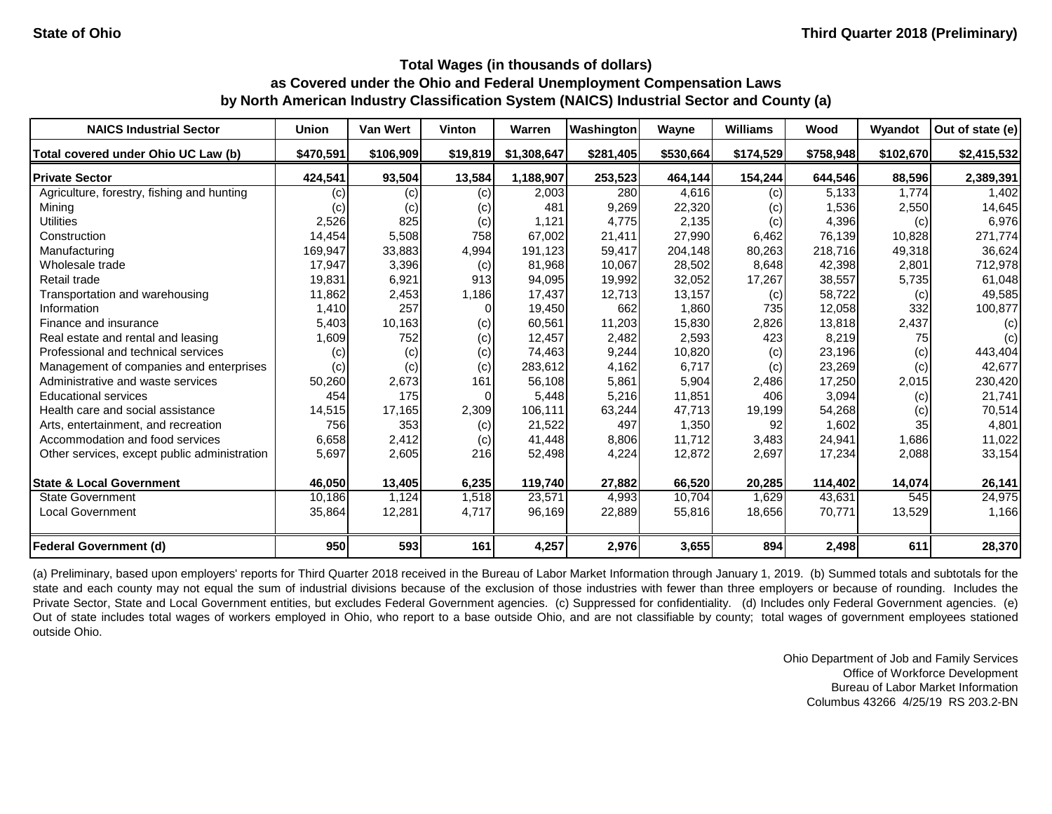**State of Ohio** **Third Quarter 2018 (Preliminary)**

### Total Wages (in thousands of dollars) as Covered under the Ohio and Federal Unemployment Compensation Laws by North American Industry Classification System (NAICS) Industrial Sector and County (a)

| NAICS Industrial Sector | Union | Van Wert | Vinton | Warren | Washington | Wayne | Williams | Wood | Wyandot | Out of state (e) |
|---|---|---|---|---|---|---|---|---|---|---|
| **Total covered under Ohio UC Law (b)** | **$470,591** | **$106,909** | **$19,819** | **$1,308,647** | **$281,405** | **$530,664** | **$174,529** | **$758,948** | **$102,670** | **$2,415,532** |
| **Private Sector** | **424,541** | **93,504** | **13,584** | **1,188,907** | **253,523** | **464,144** | **154,244** | **644,546** | **88,596** | **2,389,391** |
| Agriculture, forestry, fishing and hunting | (c) | (c) | (c) | 2,003 | 280 | 4,616 | (c) | 5,133 | 1,774 | 1,402 |
| Mining | (c) | (c) | (c) | 481 | 9,269 | 22,320 | (c) | 1,536 | 2,550 | 14,645 |
| Utilities | 2,526 | 825 | (c) | 1,121 | 4,775 | 2,135 | (c) | 4,396 | (c) | 6,976 |
| Construction | 14,454 | 5,508 | 758 | 67,002 | 21,411 | 27,990 | 6,462 | 76,139 | 10,828 | 271,774 |
| Manufacturing | 169,947 | 33,883 | 4,994 | 191,123 | 59,417 | 204,148 | 80,263 | 218,716 | 49,318 | 36,624 |
| Wholesale trade | 17,947 | 3,396 | (c) | 81,968 | 10,067 | 28,502 | 8,648 | 42,398 | 2,801 | 712,978 |
| Retail trade | 19,831 | 6,921 | 913 | 94,095 | 19,992 | 32,052 | 17,267 | 38,557 | 5,735 | 61,048 |
| Transportation and warehousing | 11,862 | 2,453 | 1,186 | 17,437 | 12,713 | 13,157 | (c) | 58,722 | (c) | 49,585 |
| Information | 1,410 | 257 | 0 | 19,450 | 662 | 1,860 | 735 | 12,058 | 332 | 100,877 |
| Finance and insurance | 5,403 | 10,163 | (c) | 60,561 | 11,203 | 15,830 | 2,826 | 13,818 | 2,437 | (c) |
| Real estate and rental and leasing | 1,609 | 752 | (c) | 12,457 | 2,482 | 2,593 | 423 | 8,219 | 75 | (c) |
| Professional and technical services | (c) | (c) | (c) | 74,463 | 9,244 | 10,820 | (c) | 23,196 | (c) | 443,404 |
| Management of companies and enterprises | (c) | (c) | (c) | 283,612 | 4,162 | 6,717 | (c) | 23,269 | (c) | 42,677 |
| Administrative and waste services | 50,260 | 2,673 | 161 | 56,108 | 5,861 | 5,904 | 2,486 | 17,250 | 2,015 | 230,420 |
| Educational services | 454 | 175 | 0 | 5,448 | 5,216 | 11,851 | 406 | 3,094 | (c) | 21,741 |
| Health care and social assistance | 14,515 | 17,165 | 2,309 | 106,111 | 63,244 | 47,713 | 19,199 | 54,268 | (c) | 70,514 |
| Arts, entertainment, and recreation | 756 | 353 | (c) | 21,522 | 497 | 1,350 | 92 | 1,602 | 35 | 4,801 |
| Accommodation and food services | 6,658 | 2,412 | (c) | 41,448 | 8,806 | 11,712 | 3,483 | 24,941 | 1,686 | 11,022 |
| Other services, except public administration | 5,697 | 2,605 | 216 | 52,498 | 4,224 | 12,872 | 2,697 | 17,234 | 2,088 | 33,154 |
| **State & Local Government** | **46,050** | **13,405** | **6,235** | **119,740** | **27,882** | **66,520** | **20,285** | **114,402** | **14,074** | **26,141** |
| State Government | 10,186 | 1,124 | 1,518 | 23,571 | 4,993 | 10,704 | 1,629 | 43,631 | 545 | 24,975 |
| Local Government | 35,864 | 12,281 | 4,717 | 96,169 | 22,889 | 55,816 | 18,656 | 70,771 | 13,529 | 1,166 |
| **Federal Government (d)** | **950** | **593** | **161** | **4,257** | **2,976** | **3,655** | **894** | **2,498** | **611** | **28,370** |

(a) Preliminary, based upon employers' reports for Third Quarter 2018 received in the Bureau of Labor Market Information through January 1, 2019. (b) Summed totals and subtotals for the state and each county may not equal the sum of industrial divisions because of the exclusion of those industries with fewer than three employers or because of rounding. Includes the Private Sector, State and Local Government entities, but excludes Federal Government agencies. (c) Suppressed for confidentiality. (d) Includes only Federal Government agencies. (e) Out of state includes total wages of workers employed in Ohio, who report to a base outside Ohio, and are not classifiable by county; total wages of government employees stationed outside Ohio.

Ohio Department of Job and Family Services
Office of Workforce Development
Bureau of Labor Market Information
Columbus 43266 4/25/19 RS 203.2-BN